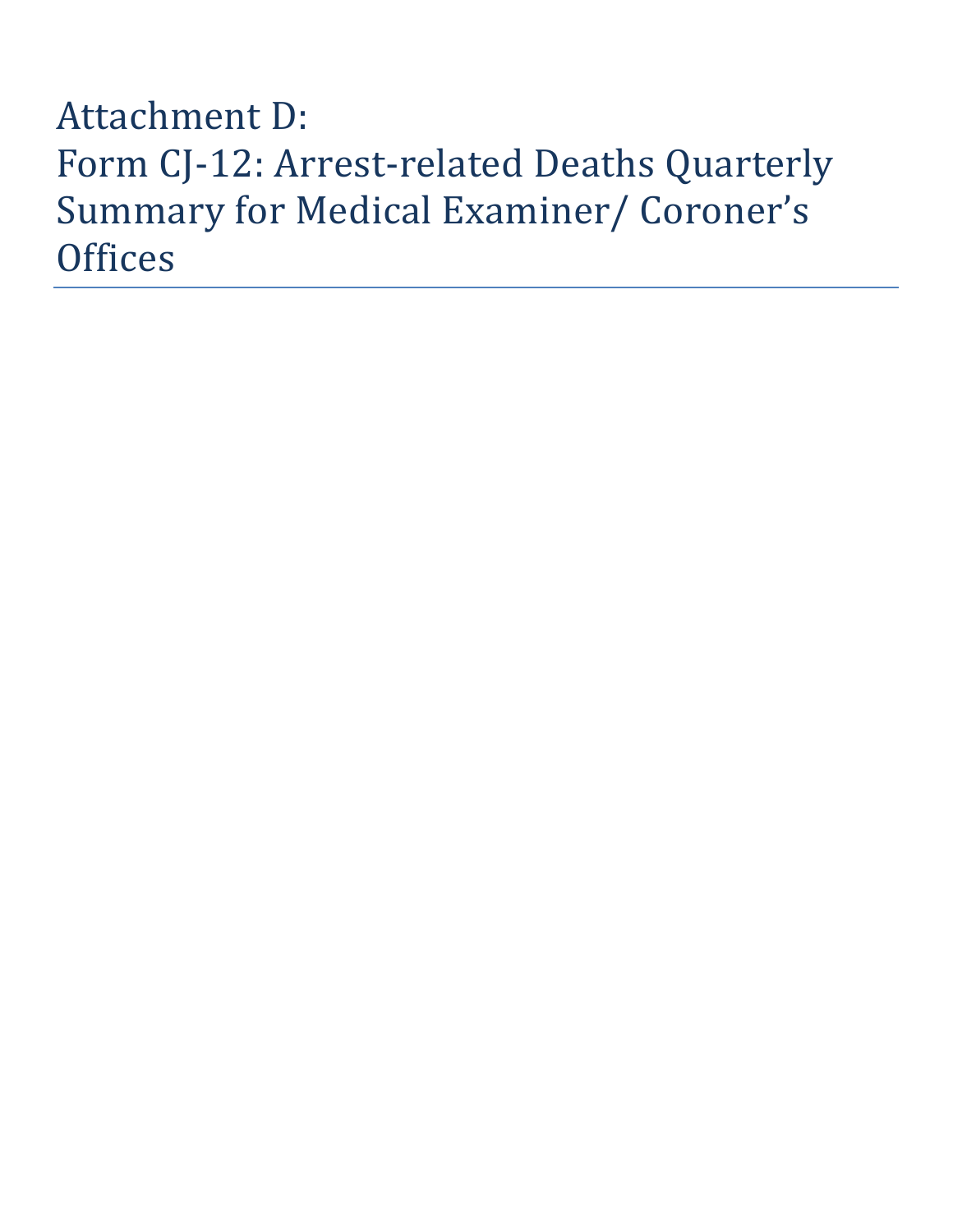# Attachment D: Form CJ-12: Arrest-related Deaths Quarterly Summary for Medical Examiner/ Coroner's Offices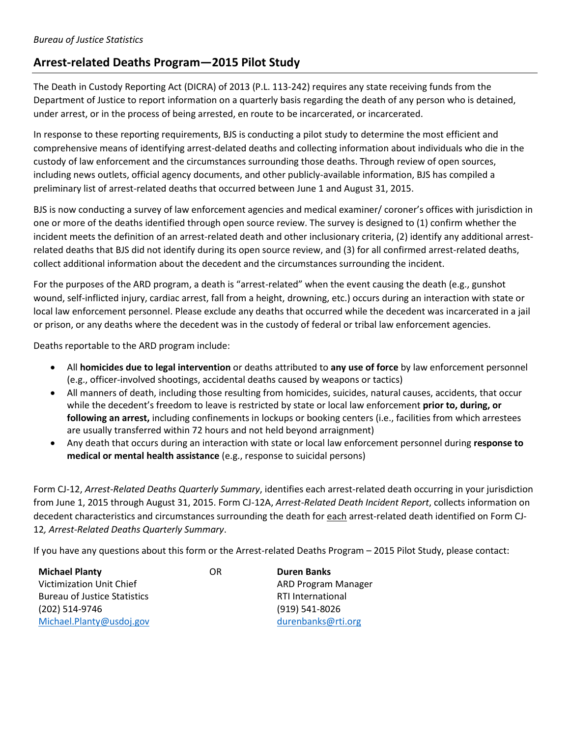*Bureau of Justice Statistics*

## Arrest-related Deaths Program—2015 Pilot Study

The Death in Custody Reporting Act (DICRA) of 2013 (P.L. 113-242) requires any state receiving funds from the Department of Justice to report information on a quarterly basis regarding the death of any person who is detained, under arrest, or in the process of being arrested, en route to be incarcerated, or incarcerated.

In response to these reporting requirements, BJS is conducting a pilot study to determine the most efficient and comprehensive means of identifying arrest-delated deaths and collecting information about individuals who die in the custody of law enforcement and the circumstances surrounding those deaths. Through review of open sources, including news outlets, official agency documents, and other publicly-available information, BJS has compiled a preliminary list of arrest-related deaths that occurred between June 1 and August 31, 2015.

BJS is now conducting a survey of law enforcement agencies and medical examiner/ coroner's offices with jurisdiction in one or more of the deaths identified through open source review. The survey is designed to (1) confirm whether the incident meets the definition of an arrest-related death and other inclusionary criteria, (2) identify any additional arrest-related deaths that BJS did not identify during its open source review, and (3) for all confirmed arrest-related deaths, collect additional information about the decedent and the circumstances surrounding the incident.

For the purposes of the ARD program, a death is "arrest-related" when the event causing the death (e.g., gunshot wound, self-inflicted injury, cardiac arrest, fall from a height, drowning, etc.) occurs during an interaction with state or local law enforcement personnel. Please exclude any deaths that occurred while the decedent was incarcerated in a jail or prison, or any deaths where the decedent was in the custody of federal or tribal law enforcement agencies.

Deaths reportable to the ARD program include:

- All **homicides due to legal intervention** or deaths attributed to **any use of force** by law enforcement personnel (e.g., officer-involved shootings, accidental deaths caused by weapons or tactics)
- All manners of death, including those resulting from homicides, suicides, natural causes, accidents, that occur while the decedent's freedom to leave is restricted by state or local law enforcement **prior to, during, or following an arrest,** including confinements in lockups or booking centers (i.e., facilities from which arrestees are usually transferred within 72 hours and not held beyond arraignment)
- Any death that occurs during an interaction with state or local law enforcement personnel during **response to medical or mental health assistance** (e.g., response to suicidal persons)

Form CJ-12, *Arrest-Related Deaths Quarterly Summary*, identifies each arrest-related death occurring in your jurisdiction from June 1, 2015 through August 31, 2015. Form CJ-12A, *Arrest-Related Death Incident Report*, collects information on decedent characteristics and circumstances surrounding the death for each arrest-related death identified on Form CJ-12*, Arrest-Related Deaths Quarterly Summary*.

If you have any questions about this form or the Arrest-related Deaths Program – 2015 Pilot Study, please contact:

**Michael Planty**
Victimization Unit Chief
Bureau of Justice Statistics
(202) 514-9746
Michael.Planty@usdoj.gov

OR

**Duren Banks**
ARD Program Manager
RTI International
(919) 541-8026
durenbanks@rti.org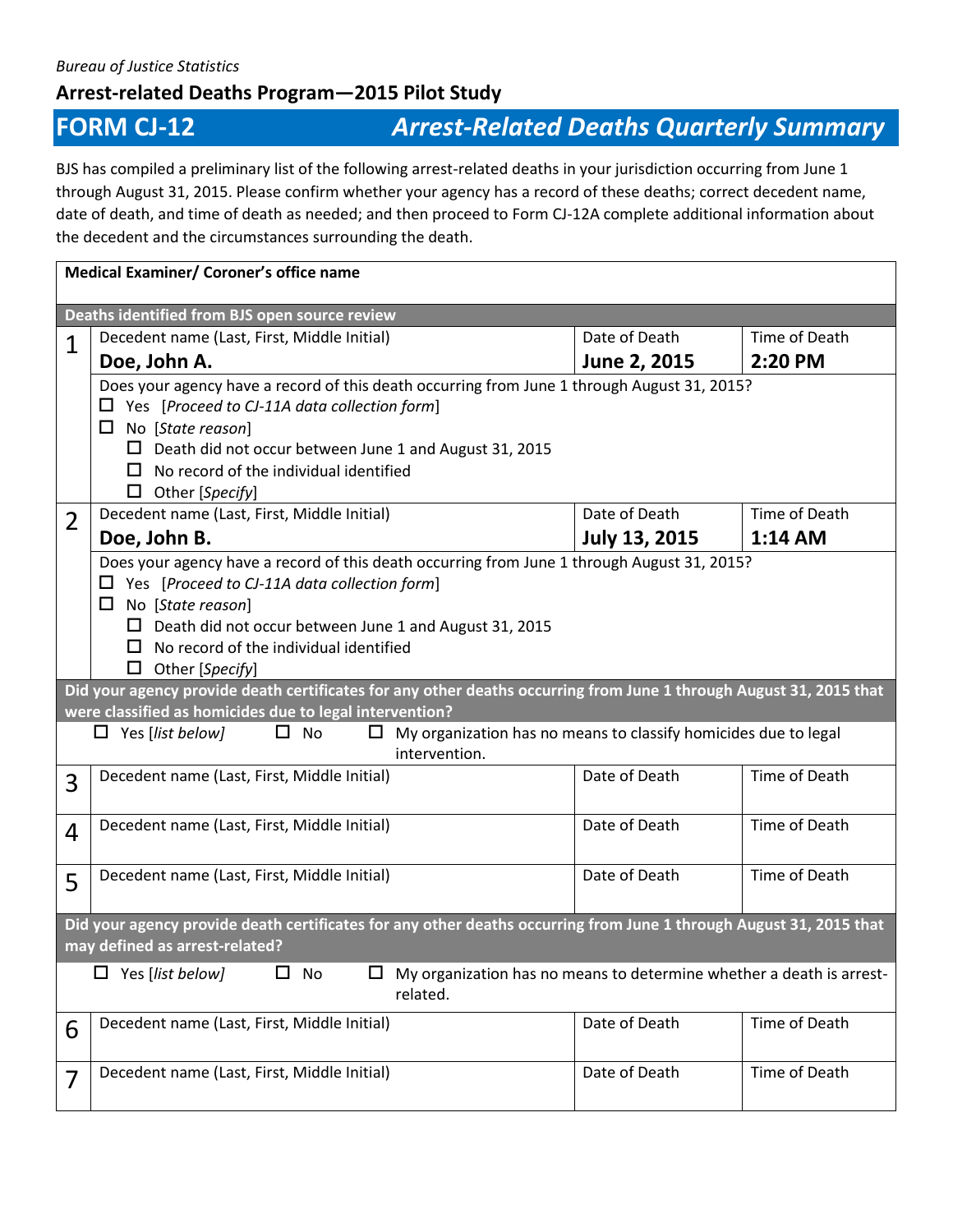*Bureau of Justice Statistics*

## Arrest-related Deaths Program—2015 Pilot Study

# FORM CJ-12 *Arrest-Related Deaths Quarterly Summary*

BJS has compiled a preliminary list of the following arrest-related deaths in your jurisdiction occurring from June 1 through August 31, 2015. Please confirm whether your agency has a record of these deaths; correct decedent name, date of death, and time of death as needed; and then proceed to Form CJ-12A complete additional information about the decedent and the circumstances surrounding the death.

**Medical Examiner/ Coroner's office name**

**Deaths identified from BJS open source review**

| | Decedent name (Last, First, Middle Initial) | Date of Death | Time of Death |
|---|---|---|---|
| 1 | **Doe, John A.** | **June 2, 2015** | **2:20 PM** |

Does your agency have a record of this death occurring from June 1 through August 31, 2015?

- ☐ Yes *[Proceed to CJ-11A data collection form]*
- ☐ No *[State reason]*
  - ☐ Death did not occur between June 1 and August 31, 2015
  - ☐ No record of the individual identified
  - ☐ Other *[Specify]*

| | Decedent name (Last, First, Middle Initial) | Date of Death | Time of Death |
|---|---|---|---|
| 2 | **Doe, John B.** | **July 13, 2015** | **1:14 AM** |

Does your agency have a record of this death occurring from June 1 through August 31, 2015?

- ☐ Yes *[Proceed to CJ-11A data collection form]*
- ☐ No *[State reason]*
  - ☐ Death did not occur between June 1 and August 31, 2015
  - ☐ No record of the individual identified
  - ☐ Other *[Specify]*

**Did your agency provide death certificates for any other deaths occurring from June 1 through August 31, 2015 that were classified as homicides due to legal intervention?**

☐ Yes *[list below]* ☐ No ☐ My organization has no means to classify homicides due to legal intervention.

| | Decedent name (Last, First, Middle Initial) | Date of Death | Time of Death |
|---|---|---|---|
| 3 | | | |
| 4 | | | |
| 5 | | | |

**Did your agency provide death certificates for any other deaths occurring from June 1 through August 31, 2015 that may defined as arrest-related?**

☐ Yes *[list below]* ☐ No ☐ My organization has no means to determine whether a death is arrest-related.

| | Decedent name (Last, First, Middle Initial) | Date of Death | Time of Death |
|---|---|---|---|
| 6 | | | |
| 7 | | | |